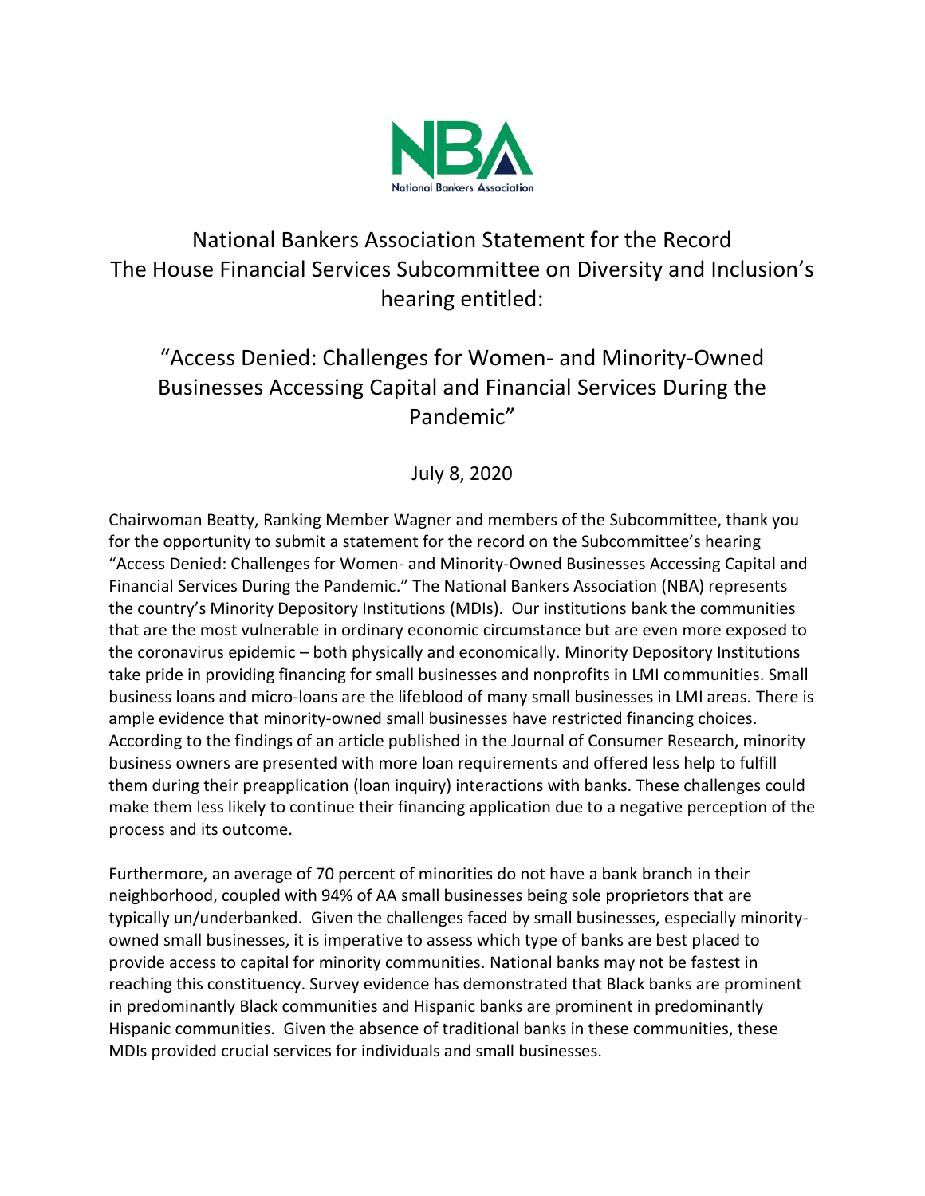NBA
National Bankers Association

# National Bankers Association Statement for the Record The House Financial Services Subcommittee on Diversity and Inclusion's hearing entitled:

## "Access Denied: Challenges for Women- and Minority-Owned Businesses Accessing Capital and Financial Services During the Pandemic"

July 8, 2020

Chairwoman Beatty, Ranking Member Wagner and members of the Subcommittee, thank you for the opportunity to submit a statement for the record on the Subcommittee's hearing "Access Denied: Challenges for Women- and Minority-Owned Businesses Accessing Capital and Financial Services During the Pandemic." The National Bankers Association (NBA) represents the country's Minority Depository Institutions (MDIs). Our institutions bank the communities that are the most vulnerable in ordinary economic circumstance but are even more exposed to the coronavirus epidemic – both physically and economically. Minority Depository Institutions take pride in providing financing for small businesses and nonprofits in LMI communities. Small business loans and micro-loans are the lifeblood of many small businesses in LMI areas. There is ample evidence that minority-owned small businesses have restricted financing choices. According to the findings of an article published in the Journal of Consumer Research, minority business owners are presented with more loan requirements and offered less help to fulfill them during their preapplication (loan inquiry) interactions with banks. These challenges could make them less likely to continue their financing application due to a negative perception of the process and its outcome.

Furthermore, an average of 70 percent of minorities do not have a bank branch in their neighborhood, coupled with 94% of AA small businesses being sole proprietors that are typically un/underbanked. Given the challenges faced by small businesses, especially minority-owned small businesses, it is imperative to assess which type of banks are best placed to provide access to capital for minority communities. National banks may not be fastest in reaching this constituency. Survey evidence has demonstrated that Black banks are prominent in predominantly Black communities and Hispanic banks are prominent in predominantly Hispanic communities. Given the absence of traditional banks in these communities, these MDIs provided crucial services for individuals and small businesses.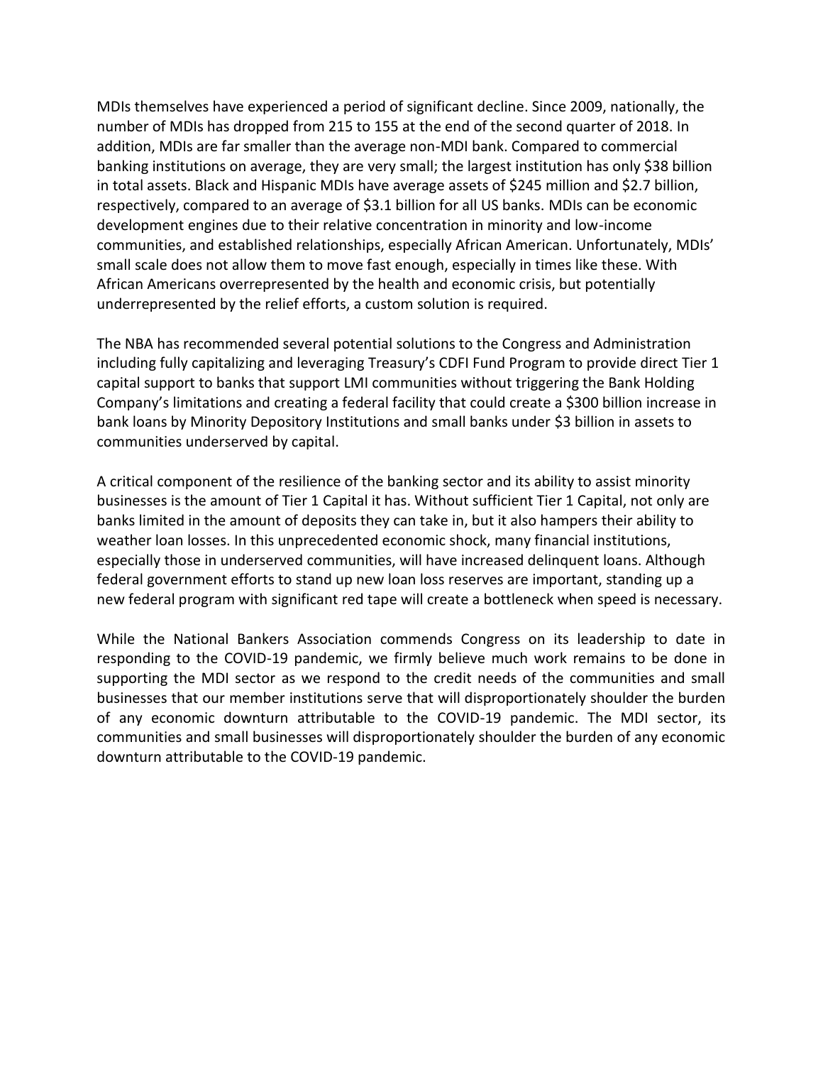MDIs themselves have experienced a period of significant decline. Since 2009, nationally, the number of MDIs has dropped from 215 to 155 at the end of the second quarter of 2018. In addition, MDIs are far smaller than the average non-MDI bank. Compared to commercial banking institutions on average, they are very small; the largest institution has only $38 billion in total assets. Black and Hispanic MDIs have average assets of $245 million and $2.7 billion, respectively, compared to an average of $3.1 billion for all US banks. MDIs can be economic development engines due to their relative concentration in minority and low-income communities, and established relationships, especially African American. Unfortunately, MDIs' small scale does not allow them to move fast enough, especially in times like these. With African Americans overrepresented by the health and economic crisis, but potentially underrepresented by the relief efforts, a custom solution is required.

The NBA has recommended several potential solutions to the Congress and Administration including fully capitalizing and leveraging Treasury's CDFI Fund Program to provide direct Tier 1 capital support to banks that support LMI communities without triggering the Bank Holding Company's limitations and creating a federal facility that could create a $300 billion increase in bank loans by Minority Depository Institutions and small banks under $3 billion in assets to communities underserved by capital.

A critical component of the resilience of the banking sector and its ability to assist minority businesses is the amount of Tier 1 Capital it has. Without sufficient Tier 1 Capital, not only are banks limited in the amount of deposits they can take in, but it also hampers their ability to weather loan losses. In this unprecedented economic shock, many financial institutions, especially those in underserved communities, will have increased delinquent loans. Although federal government efforts to stand up new loan loss reserves are important, standing up a new federal program with significant red tape will create a bottleneck when speed is necessary.

While the National Bankers Association commends Congress on its leadership to date in responding to the COVID-19 pandemic, we firmly believe much work remains to be done in supporting the MDI sector as we respond to the credit needs of the communities and small businesses that our member institutions serve that will disproportionately shoulder the burden of any economic downturn attributable to the COVID-19 pandemic. The MDI sector, its communities and small businesses will disproportionately shoulder the burden of any economic downturn attributable to the COVID-19 pandemic.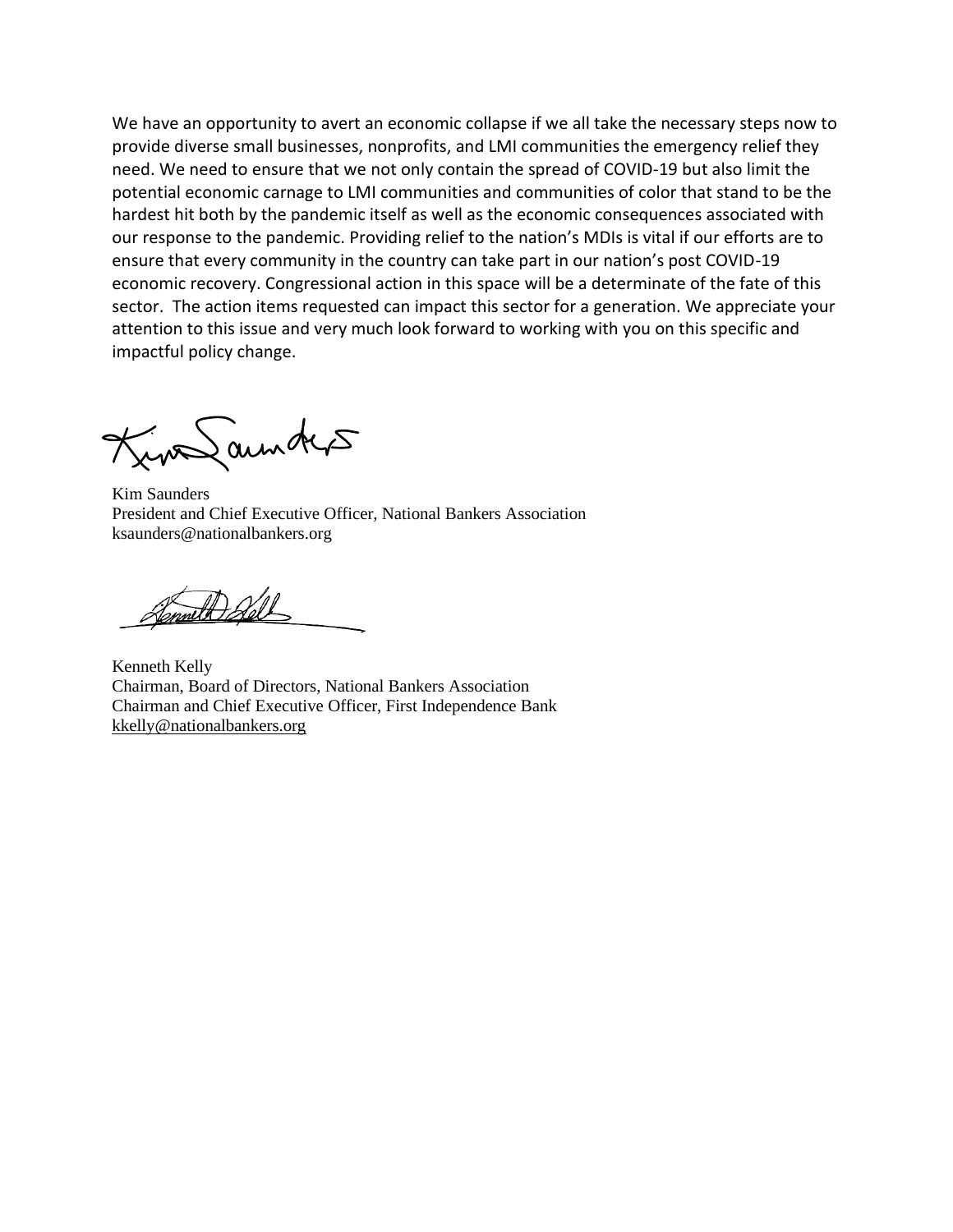We have an opportunity to avert an economic collapse if we all take the necessary steps now to provide diverse small businesses, nonprofits, and LMI communities the emergency relief they need. We need to ensure that we not only contain the spread of COVID-19 but also limit the potential economic carnage to LMI communities and communities of color that stand to be the hardest hit both by the pandemic itself as well as the economic consequences associated with our response to the pandemic. Providing relief to the nation's MDIs is vital if our efforts are to ensure that every community in the country can take part in our nation's post COVID-19 economic recovery. Congressional action in this space will be a determinate of the fate of this sector. The action items requested can impact this sector for a generation. We appreciate your attention to this issue and very much look forward to working with you on this specific and impactful policy change.

Kim Saunders
President and Chief Executive Officer, National Bankers Association
ksaunders@nationalbankers.org

Kenneth Kelly
Chairman, Board of Directors, National Bankers Association
Chairman and Chief Executive Officer, First Independence Bank
kkelly@nationalbankers.org